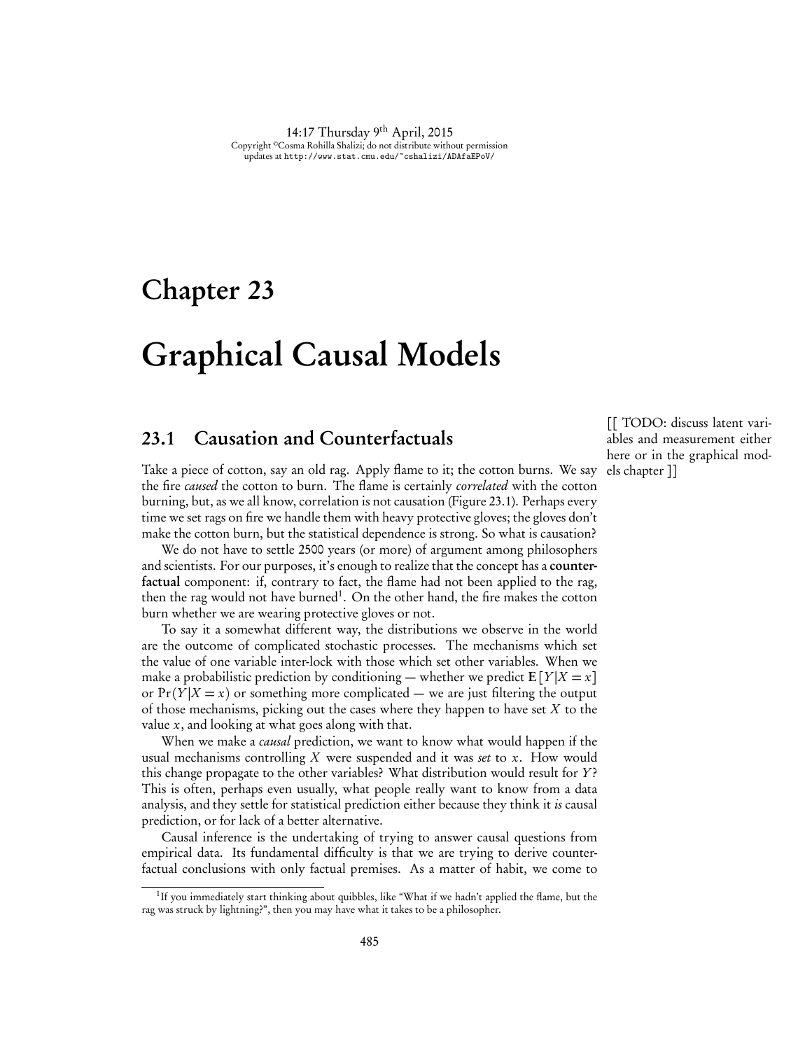# Chapter 23

# Graphical Causal Models

## 23.1 Causation and Counterfactuals

[[ TODO: discuss latent variables and measurement either here or in the graphical models chapter ]]

Take a piece of cotton, say an old rag. Apply flame to it; the cotton burns. We say the fire *caused* the cotton to burn. The flame is certainly *correlated* with the cotton burning, but, as we all know, correlation is not causation (Figure 23.1). Perhaps every time we set rags on fire we handle them with heavy protective gloves; the gloves don't make the cotton burn, but the statistical dependence is strong. So what is causation?

We do not have to settle 2500 years (or more) of argument among philosophers and scientists. For our purposes, it's enough to realize that the concept has a **counterfactual** component: if, contrary to fact, the flame had not been applied to the rag, then the rag would not have burned[1]. On the other hand, the fire makes the cotton burn whether we are wearing protective gloves or not.

To say it a somewhat different way, the distributions we observe in the world are the outcome of complicated stochastic processes. The mechanisms which set the value of one variable inter-lock with those which set other variables. When we make a probabilistic prediction by conditioning — whether we predict $\mathbf{E}[Y|X = x]$ or $\Pr(Y|X = x)$ or something more complicated — we are just filtering the output of those mechanisms, picking out the cases where they happen to have set $X$ to the value $x$, and looking at what goes along with that.

When we make a *causal* prediction, we want to know what would happen if the usual mechanisms controlling $X$ were suspended and it was *set* to $x$. How would this change propagate to the other variables? What distribution would result for $Y$? This is often, perhaps even usually, what people really want to know from a data analysis, and they settle for statistical prediction either because they think it *is* causal prediction, or for lack of a better alternative.

Causal inference is the undertaking of trying to answer causal questions from empirical data. Its fundamental difficulty is that we are trying to derive counterfactual conclusions with only factual premises. As a matter of habit, we come to

[1] If you immediately start thinking about quibbles, like "What if we hadn't applied the flame, but the rag was struck by lightning?", then you may have what it takes to be a philosopher.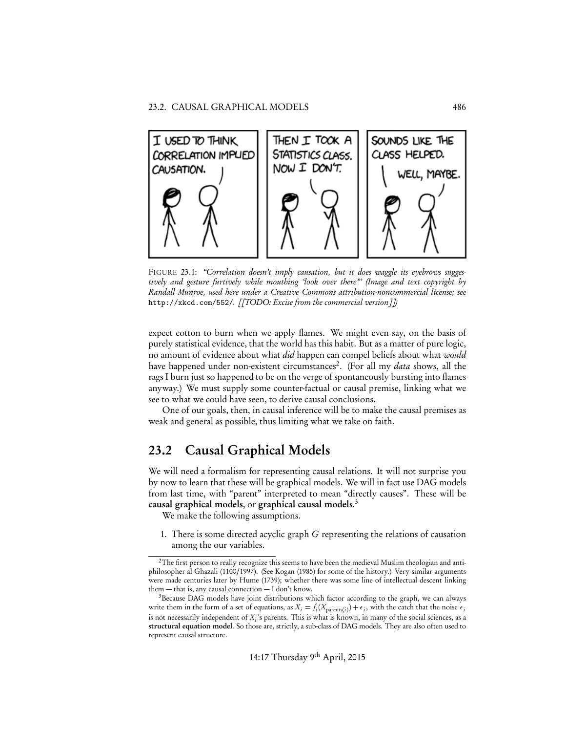FIGURE 23.1: *"Correlation doesn't imply causation, but it does waggle its eyebrows suggestively and gesture furtively while mouthing 'look over there'" (Image and text copyright by Randall Munroe, used here under a Creative Commons attribution-noncommercial license; see* `http://xkcd.com/552/`. *[[TODO: Excise from the commercial version]])*

expect cotton to burn when we apply flames. We might even say, on the basis of purely statistical evidence, that the world has this habit. But as a matter of pure logic, no amount of evidence about what *did* happen can compel beliefs about what *would* have happened under non-existent circumstances[2]. (For all my *data* shows, all the rags I burn just so happened to be on the verge of spontaneously bursting into flames anyway.) We must supply some counter-factual or causal premise, linking what we see to what we could have seen, to derive causal conclusions.

One of our goals, then, in causal inference will be to make the causal premises as weak and general as possible, thus limiting what we take on faith.

## 23.2 Causal Graphical Models

We will need a formalism for representing causal relations. It will not surprise you by now to learn that these will be graphical models. We will in fact use DAG models from last time, with "parent" interpreted to mean "directly causes". These will be **causal graphical models**, or **graphical causal models**.[3]

We make the following assumptions.

1. There is some directed acyclic graph $G$ representing the relations of causation among the our variables.

---

[2]The first person to really recognize this seems to have been the medieval Muslim theologian and anti-philosopher al Ghazali (1100/1997). (See Kogan (1985) for some of the history.) Very similar arguments were made centuries later by Hume (1739); whether there was some line of intellectual descent linking them — that is, any causal connection — I don't know.

[3]Because DAG models have joint distributions which factor according to the graph, we can always write them in the form of a set of equations, as $X_i = f_i(X_{\text{parents}(i)}) + \epsilon_i$, with the catch that the noise $\epsilon_i$ is not necessarily independent of $X_i$'s parents. This is what is known, in many of the social sciences, as a **structural equation model**. So those are, strictly, a sub-class of DAG models. They are also often used to represent causal structure.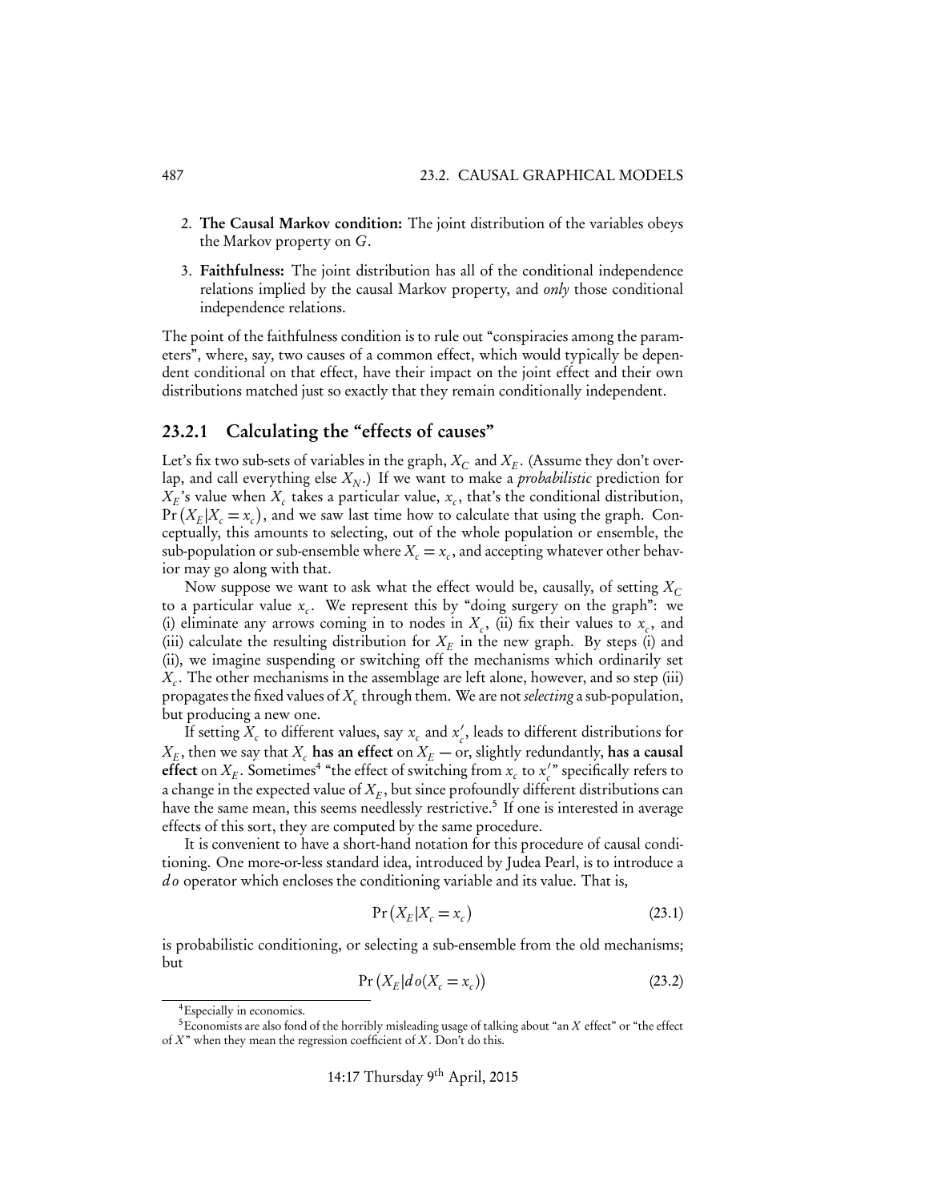2. **The Causal Markov condition:** The joint distribution of the variables obeys the Markov property on $G$.

3. **Faithfulness:** The joint distribution has all of the conditional independence relations implied by the causal Markov property, and *only* those conditional independence relations.

The point of the faithfulness condition is to rule out "conspiracies among the parameters", where, say, two causes of a common effect, which would typically be dependent conditional on that effect, have their impact on the joint effect and their own distributions matched just so exactly that they remain conditionally independent.

### 23.2.1 Calculating the "effects of causes"

Let's fix two sub-sets of variables in the graph, $X_C$ and $X_E$. (Assume they don't overlap, and call everything else $X_N$.) If we want to make a *probabilistic* prediction for $X_E$'s value when $X_c$ takes a particular value, $x_c$, that's the conditional distribution, $\Pr(X_E|X_c = x_c)$, and we saw last time how to calculate that using the graph. Conceptually, this amounts to selecting, out of the whole population or ensemble, the sub-population or sub-ensemble where $X_c = x_c$, and accepting whatever other behavior may go along with that.

Now suppose we want to ask what the effect would be, causally, of setting $X_C$ to a particular value $x_c$. We represent this by "doing surgery on the graph": we (i) eliminate any arrows coming in to nodes in $X_c$, (ii) fix their values to $x_c$, and (iii) calculate the resulting distribution for $X_E$ in the new graph. By steps (i) and (ii), we imagine suspending or switching off the mechanisms which ordinarily set $X_c$. The other mechanisms in the assemblage are left alone, however, and so step (iii) propagates the fixed values of $X_c$ through them. We are not *selecting* a sub-population, but producing a new one.

If setting $X_c$ to different values, say $x_c$ and $x'_c$, leads to different distributions for $X_E$, then we say that $X_c$ **has an effect** on $X_E$ — or, slightly redundantly, **has a causal effect** on $X_E$. Sometimes[4] "the effect of switching from $x_c$ to $x'_c$" specifically refers to a change in the expected value of $X_E$, but since profoundly different distributions can have the same mean, this seems needlessly restrictive.[5] If one is interested in average effects of this sort, they are computed by the same procedure.

It is convenient to have a short-hand notation for this procedure of causal conditioning. One more-or-less standard idea, introduced by Judea Pearl, is to introduce a $do$ operator which encloses the conditioning variable and its value. That is,

$$\Pr(X_E|X_c = x_c) \tag{23.1}$$

is probabilistic conditioning, or selecting a sub-ensemble from the old mechanisms; but

$$\Pr(X_E|do(X_c = x_c)) \tag{23.2}$$

[4] Especially in economics.

[5] Economists are also fond of the horribly misleading usage of talking about "an $X$ effect" or "the effect of $X$" when they mean the regression coefficient of $X$. Don't do this.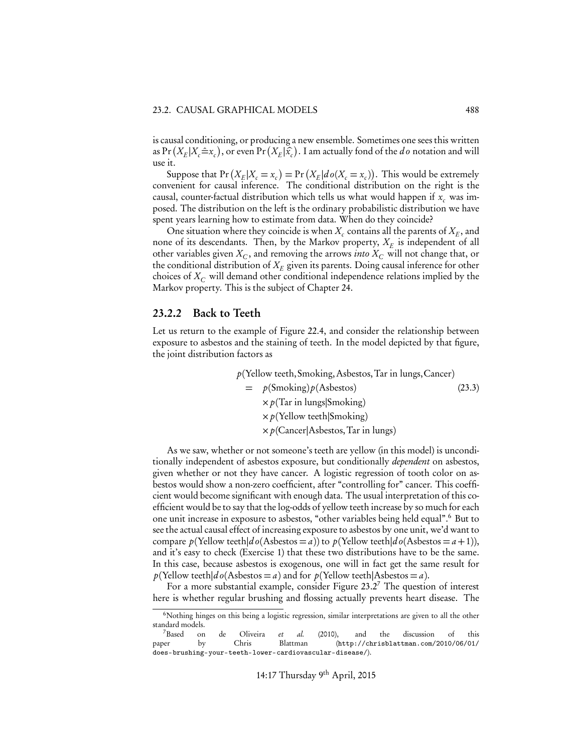is causal conditioning, or producing a new ensemble. Sometimes one sees this written as $\Pr\left(X_E | X_c \hat{=} x_c\right)$, or even $\Pr\left(X_E | \widehat{x_c}\right)$. I am actually fond of the $do$ notation and will use it.

Suppose that $\Pr\left(X_E | X_c = x_c\right) = \Pr\left(X_E | do(X_c = x_c)\right)$. This would be extremely convenient for causal inference. The conditional distribution on the right is the causal, counter-factual distribution which tells us what would happen if $x_c$ was imposed. The distribution on the left is the ordinary probabilistic distribution we have spent years learning how to estimate from data. When do they coincide?

One situation where they coincide is when $X_c$ contains all the parents of $X_E$, and none of its descendants. Then, by the Markov property, $X_E$ is independent of all other variables given $X_C$, and removing the arrows *into* $X_C$ will not change that, or the conditional distribution of $X_E$ given its parents. Doing causal inference for other choices of $X_C$ will demand other conditional independence relations implied by the Markov property. This is the subject of Chapter 24.

### 23.2.2 Back to Teeth

Let us return to the example of Figure 22.4, and consider the relationship between exposure to asbestos and the staining of teeth. In the model depicted by that figure, the joint distribution factors as

$$
\begin{aligned}
& p(\text{Yellow teeth}, \text{Smoking}, \text{Asbestos}, \text{Tar in lungs}, \text{Cancer}) \\
= \; & p(\text{Smoking}) p(\text{Asbestos}) \qquad (23.3) \\
& \times p(\text{Tar in lungs} | \text{Smoking}) \\
& \times p(\text{Yellow teeth} | \text{Smoking}) \\
& \times p(\text{Cancer} | \text{Asbestos}, \text{Tar in lungs})
\end{aligned}
$$

As we saw, whether or not someone's teeth are yellow (in this model) is unconditionally independent of asbestos exposure, but conditionally *dependent* on asbestos, given whether or not they have cancer. A logistic regression of tooth color on asbestos would show a non-zero coefficient, after "controlling for" cancer. This coefficient would become significant with enough data. The usual interpretation of this coefficient would be to say that the log-odds of yellow teeth increase by so much for each one unit increase in exposure to asbestos, "other variables being held equal".[6] But to see the actual causal effect of increasing exposure to asbestos by one unit, we'd want to compare $p(\text{Yellow teeth} | do(\text{Asbestos} = a))$ to $p(\text{Yellow teeth} | do(\text{Asbestos} = a + 1))$, and it's easy to check (Exercise 1) that these two distributions have to be the same. In this case, because asbestos is exogenous, one will in fact get the same result for $p(\text{Yellow teeth} | do(\text{Asbestos} = a)$ and for $p(\text{Yellow teeth} | \text{Asbestos} = a)$.

For a more substantial example, consider Figure 23.2[7] The question of interest here is whether regular brushing and flossing actually prevents heart disease. The

---

[6] Nothing hinges on this being a logistic regression, similar interpretations are given to all the other standard models.

[7] Based on de Oliveira *et al.* (2010), and the discussion of this paper by Chris Blattman (`http://chrisblattman.com/2010/06/01/does-brushing-your-teeth-lower-cardiovascular-disease/`).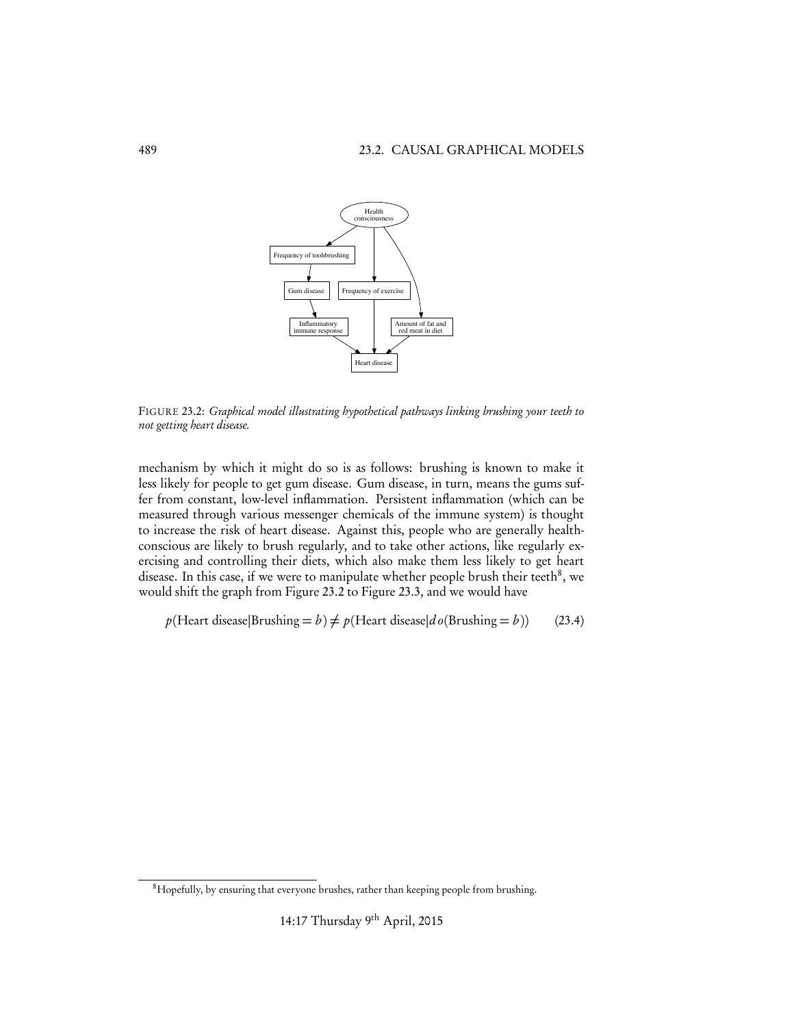FIGURE 23.2: *Graphical model illustrating hypothetical pathways linking brushing your teeth to not getting heart disease.*

mechanism by which it might do so is as follows: brushing is known to make it less likely for people to get gum disease. Gum disease, in turn, means the gums suffer from constant, low-level inflammation. Persistent inflammation (which can be measured through various messenger chemicals of the immune system) is thought to increase the risk of heart disease. Against this, people who are generally health-conscious are likely to brush regularly, and to take other actions, like regularly exercising and controlling their diets, which also make them less likely to get heart disease. In this case, if we were to manipulate whether people brush their teeth[8], we would shift the graph from Figure 23.2 to Figure 23.3, and we would have

$$p(\text{Heart disease}|\text{Brushing} = b) \neq p(\text{Heart disease}|do(\text{Brushing} = b)) \qquad (23.4)$$

[8] Hopefully, by ensuring that everyone brushes, rather than keeping people from brushing.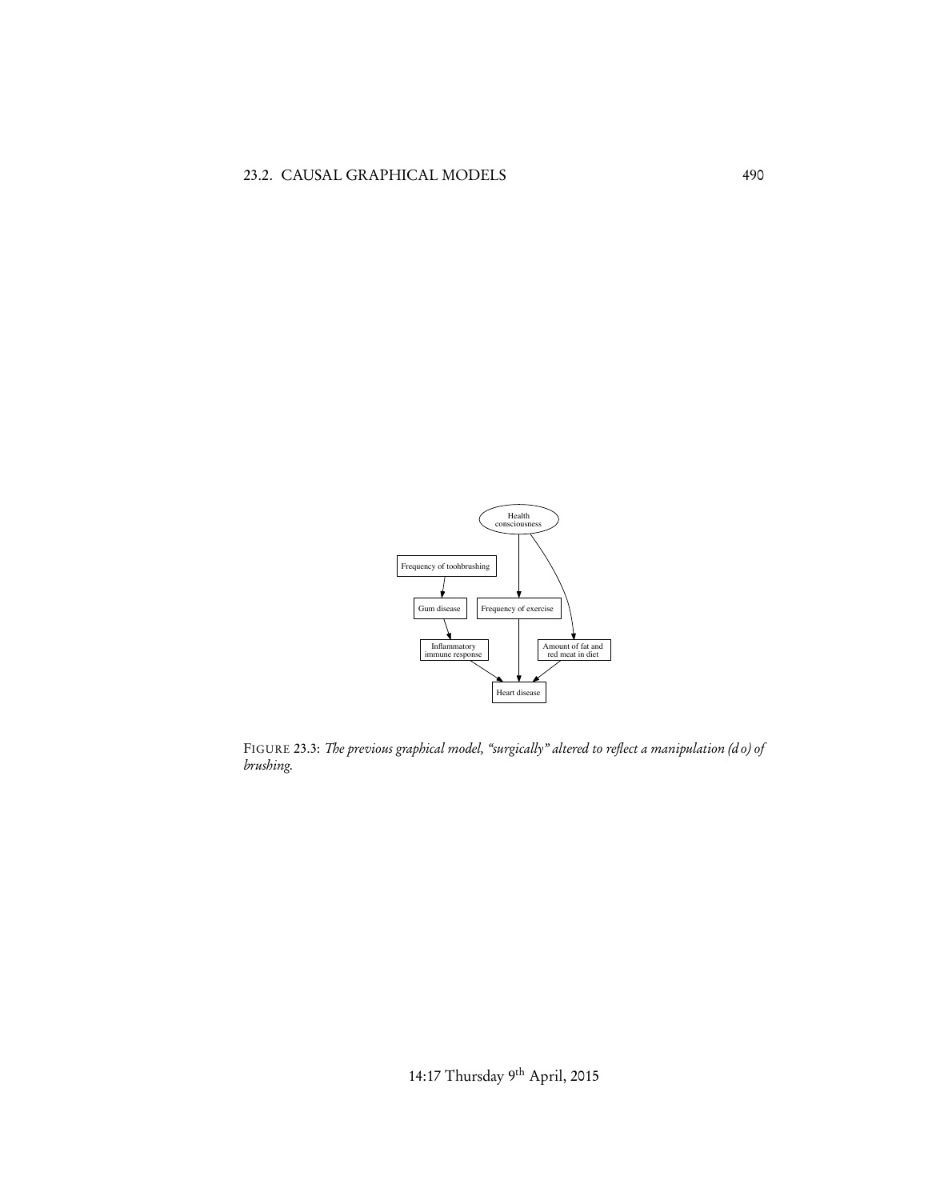FIGURE 23.3: *The previous graphical model, "surgically" altered to reflect a manipulation (do) of brushing.*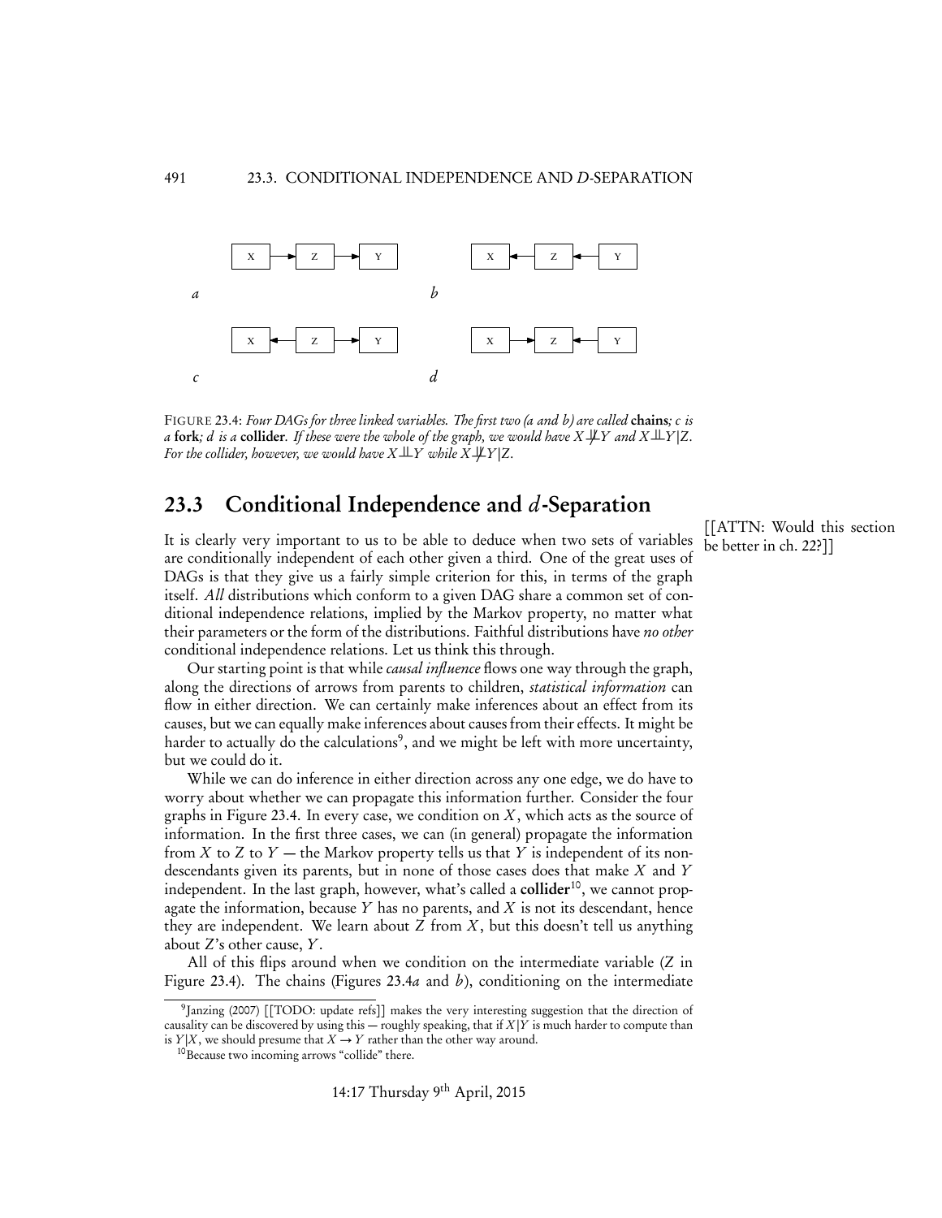FIGURE 23.4: *Four DAGs for three linked variables. The first two (a and b) are called* **chains***; c is a* **fork***; d is a* **collider***. If these were the whole of the graph, we would have $X \not\perp\!\!\!\perp Y$ and $X \perp\!\!\!\perp Y|Z$. For the collider, however, we would have $X \perp\!\!\!\perp Y$ while $X \not\perp\!\!\!\perp Y|Z$.*

## 23.3 Conditional Independence and $d$-Separation

[[ATTN: Would this section be better in ch. 22?]]

It is clearly very important to us to be able to deduce when two sets of variables are conditionally independent of each other given a third. One of the great uses of DAGs is that they give us a fairly simple criterion for this, in terms of the graph itself. *All* distributions which conform to a given DAG share a common set of conditional independence relations, implied by the Markov property, no matter what their parameters or the form of the distributions. Faithful distributions have *no other* conditional independence relations. Let us think this through.

Our starting point is that while *causal influence* flows one way through the graph, along the directions of arrows from parents to children, *statistical information* can flow in either direction. We can certainly make inferences about an effect from its causes, but we can equally make inferences about causes from their effects. It might be harder to actually do the calculations[9], and we might be left with more uncertainty, but we could do it.

While we can do inference in either direction across any one edge, we do have to worry about whether we can propagate this information further. Consider the four graphs in Figure 23.4. In every case, we condition on $X$, which acts as the source of information. In the first three cases, we can (in general) propagate the information from $X$ to $Z$ to $Y$ — the Markov property tells us that $Y$ is independent of its non-descendants given its parents, but in none of those cases does that make $X$ and $Y$ independent. In the last graph, however, what's called a **collider**[10], we cannot propagate the information, because $Y$ has no parents, and $X$ is not its descendant, hence they are independent. We learn about $Z$ from $X$, but this doesn't tell us anything about $Z$'s other cause, $Y$.

All of this flips around when we condition on the intermediate variable (Z in Figure 23.4). The chains (Figures 23.4*a* and *b*), conditioning on the intermediate

[9] Janzing (2007) [[TODO: update refs]] makes the very interesting suggestion that the direction of causality can be discovered by using this — roughly speaking, that if $X|Y$ is much harder to compute than is $Y|X$, we should presume that $X \to Y$ rather than the other way around.

[10] Because two incoming arrows "collide" there.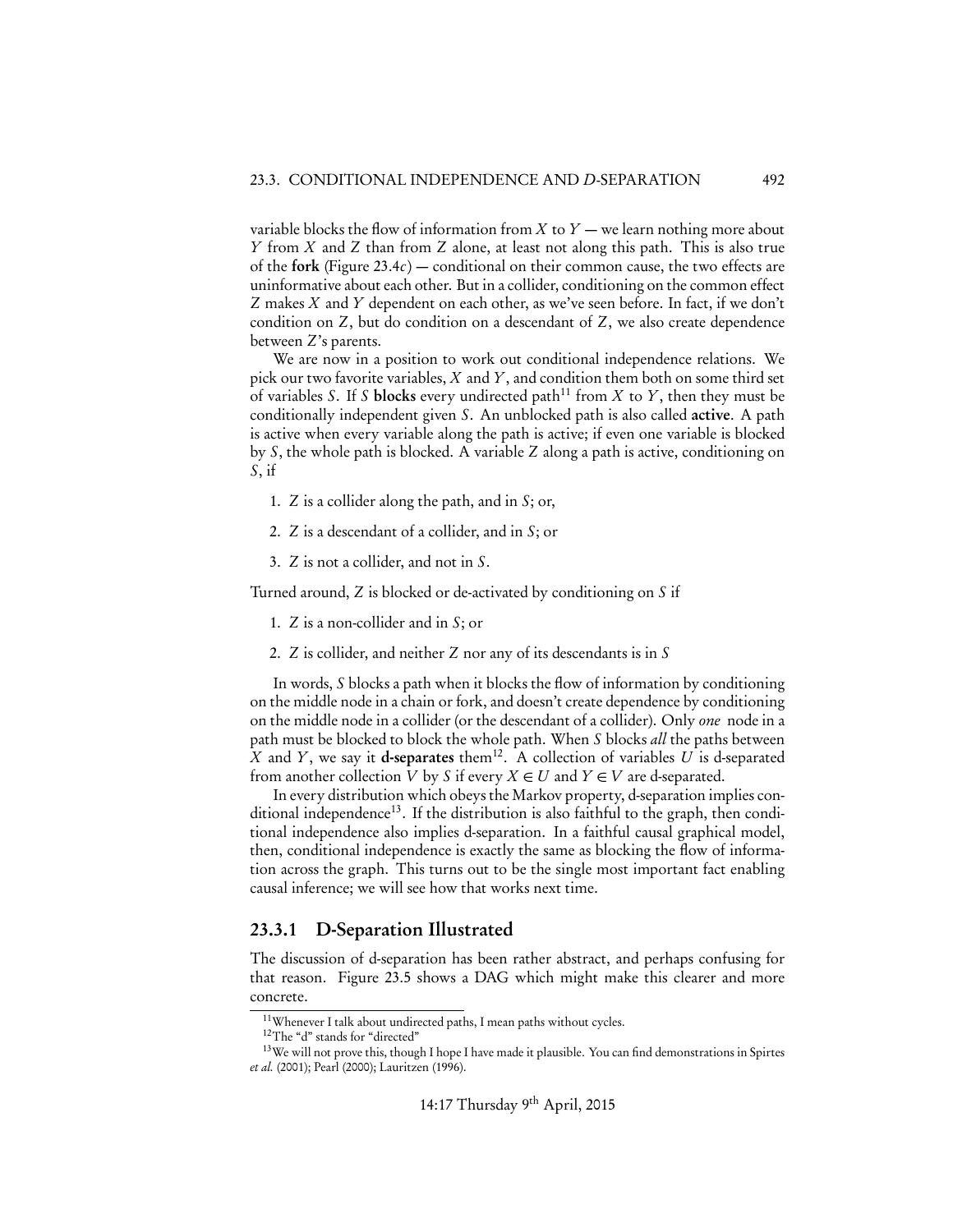variable blocks the flow of information from $X$ to $Y$ — we learn nothing more about $Y$ from $X$ and $Z$ than from $Z$ alone, at least not along this path. This is also true of the **fork** (Figure 23.4*c*) — conditional on their common cause, the two effects are uninformative about each other. But in a collider, conditioning on the common effect $Z$ makes $X$ and $Y$ dependent on each other, as we've seen before. In fact, if we don't condition on $Z$, but do condition on a descendant of $Z$, we also create dependence between $Z$'s parents.

We are now in a position to work out conditional independence relations. We pick our two favorite variables, $X$ and $Y$, and condition them both on some third set of variables $S$. If $S$ **blocks** every undirected path[11] from $X$ to $Y$, then they must be conditionally independent given $S$. An unblocked path is also called **active**. A path is active when every variable along the path is active; if even one variable is blocked by $S$, the whole path is blocked. A variable $Z$ along a path is active, conditioning on $S$, if

1. $Z$ is a collider along the path, and in $S$; or,
2. $Z$ is a descendant of a collider, and in $S$; or
3. $Z$ is not a collider, and not in $S$.

Turned around, $Z$ is blocked or de-activated by conditioning on $S$ if

1. $Z$ is a non-collider and in $S$; or
2. $Z$ is collider, and neither $Z$ nor any of its descendants is in $S$

In words, $S$ blocks a path when it blocks the flow of information by conditioning on the middle node in a chain or fork, and doesn't create dependence by conditioning on the middle node in a collider (or the descendant of a collider). Only *one* node in a path must be blocked to block the whole path. When $S$ blocks *all* the paths between $X$ and $Y$, we say it **d-separates** them[12]. A collection of variables $U$ is d-separated from another collection $V$ by $S$ if every $X \in U$ and $Y \in V$ are d-separated.

In every distribution which obeys the Markov property, d-separation implies conditional independence[13]. If the distribution is also faithful to the graph, then conditional independence also implies d-separation. In a faithful causal graphical model, then, conditional independence is exactly the same as blocking the flow of information across the graph. This turns out to be the single most important fact enabling causal inference; we will see how that works next time.

### 23.3.1 D-Separation Illustrated

The discussion of d-separation has been rather abstract, and perhaps confusing for that reason. Figure 23.5 shows a DAG which might make this clearer and more concrete.

[11] Whenever I talk about undirected paths, I mean paths without cycles.

[12] The "d" stands for "directed"

[13] We will not prove this, though I hope I have made it plausible. You can find demonstrations in Spirtes *et al.* (2001); Pearl (2000); Lauritzen (1996).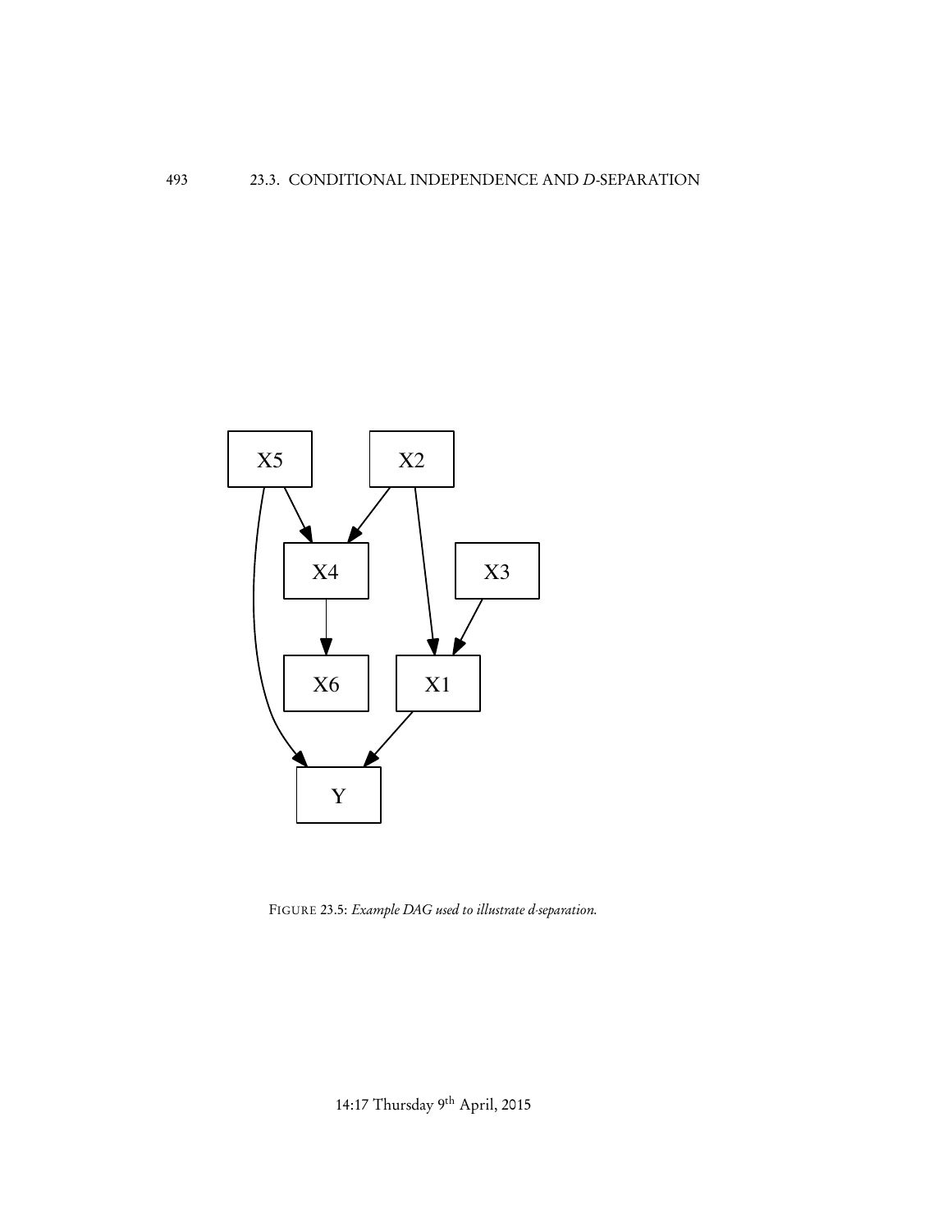FIGURE 23.5: *Example DAG used to illustrate d-separation.*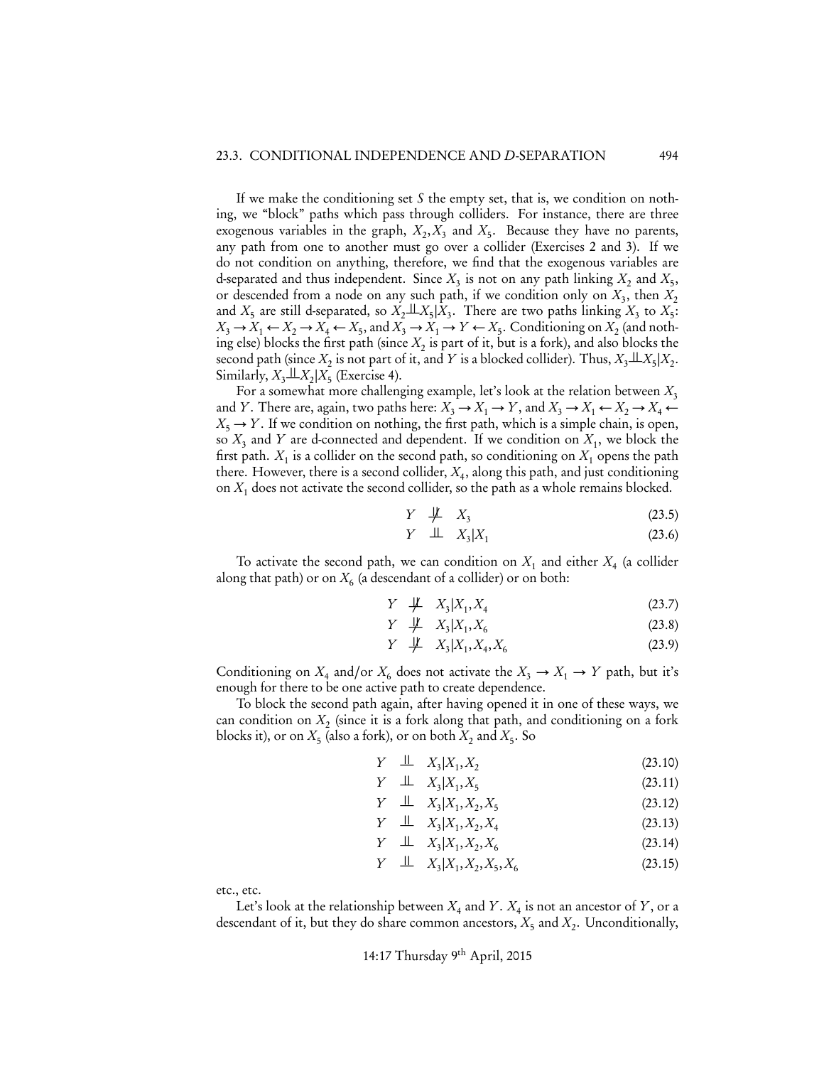If we make the conditioning set $S$ the empty set, that is, we condition on nothing, we "block" paths which pass through colliders. For instance, there are three exogenous variables in the graph, $X_2, X_3$ and $X_5$. Because they have no parents, any path from one to another must go over a collider (Exercises 2 and 3). If we do not condition on anything, therefore, we find that the exogenous variables are d-separated and thus independent. Since $X_3$ is not on any path linking $X_2$ and $X_5$, or descended from a node on any such path, if we condition only on $X_3$, then $X_2$ and $X_5$ are still d-separated, so $X_2 \perp\!\!\!\perp X_5 | X_3$. There are two paths linking $X_3$ to $X_5$: $X_3 \rightarrow X_1 \leftarrow X_2 \rightarrow X_4 \leftarrow X_5$, and $X_3 \rightarrow X_1 \rightarrow Y \leftarrow X_5$. Conditioning on $X_2$ (and nothing else) blocks the first path (since $X_2$ is part of it, but is a fork), and also blocks the second path (since $X_2$ is not part of it, and $Y$ is a blocked collider). Thus, $X_3 \perp\!\!\!\perp X_5 | X_2$. Similarly, $X_3 \perp\!\!\!\perp X_2 | X_5$ (Exercise 4).

For a somewhat more challenging example, let's look at the relation between $X_3$ and $Y$. There are, again, two paths here: $X_3 \rightarrow X_1 \rightarrow Y$, and $X_3 \rightarrow X_1 \leftarrow X_2 \rightarrow X_4 \leftarrow X_5 \rightarrow Y$. If we condition on nothing, the first path, which is a simple chain, is open, so $X_3$ and $Y$ are d-connected and dependent. If we condition on $X_1$, we block the first path. $X_1$ is a collider on the second path, so conditioning on $X_1$ opens the path there. However, there is a second collider, $X_4$, along this path, and just conditioning on $X_1$ does not activate the second collider, so the path as a whole remains blocked.

$$Y \not\!\perp\!\!\!\perp X_3 \tag{23.5}$$

$$Y \perp\!\!\!\perp X_3 | X_1 \tag{23.6}$$

To activate the second path, we can condition on $X_1$ and either $X_4$ (a collider along that path) or on $X_6$ (a descendant of a collider) or on both:

$$Y \not\!\perp\!\!\!\perp X_3 | X_1, X_4 \tag{23.7}$$

$$Y \not\!\perp\!\!\!\perp X_3 | X_1, X_6 \tag{23.8}$$

$$Y \not\!\perp\!\!\!\perp X_3 | X_1, X_4, X_6 \tag{23.9}$$

Conditioning on $X_4$ and/or $X_6$ does not activate the $X_3 \rightarrow X_1 \rightarrow Y$ path, but it's enough for there to be one active path to create dependence.

To block the second path again, after having opened it in one of these ways, we can condition on $X_2$ (since it is a fork along that path, and conditioning on a fork blocks it), or on $X_5$ (also a fork), or on both $X_2$ and $X_5$. So

$$Y \perp\!\!\!\perp X_3 | X_1, X_2 \tag{23.10}$$

$$Y \perp\!\!\!\perp X_3 | X_1, X_5 \tag{23.11}$$

$$Y \perp\!\!\!\perp X_3 | X_1, X_2, X_5 \tag{23.12}$$

$$Y \perp\!\!\!\perp X_3 | X_1, X_2, X_4 \tag{23.13}$$

$$Y \perp\!\!\!\perp X_3 | X_1, X_2, X_6 \tag{23.14}$$

$$Y \perp\!\!\!\perp X_3 | X_1, X_2, X_5, X_6 \tag{23.15}$$

etc., etc.

Let's look at the relationship between $X_4$ and $Y$. $X_4$ is not an ancestor of $Y$, or a descendant of it, but they do share common ancestors, $X_5$ and $X_2$. Unconditionally,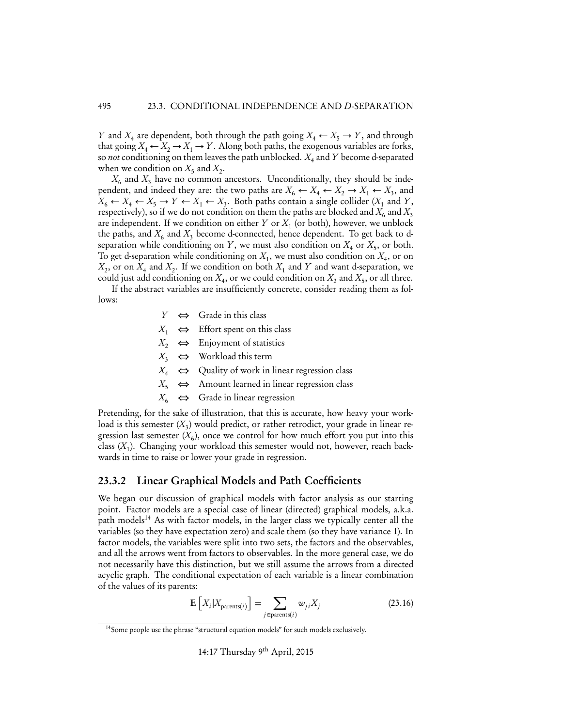$Y$ and $X_4$ are dependent, both through the path going $X_4 \leftarrow X_5 \rightarrow Y$, and through that going $X_4 \leftarrow X_2 \rightarrow X_1 \rightarrow Y$. Along both paths, the exogenous variables are forks, so *not* conditioning on them leaves the path unblocked. $X_4$ and $Y$ become d-separated when we condition on $X_5$ and $X_2$.

$X_6$ and $X_3$ have no common ancestors. Unconditionally, they should be independent, and indeed they are: the two paths are $X_6 \leftarrow X_4 \leftarrow X_2 \rightarrow X_1 \leftarrow X_3$, and $X_6 \leftarrow X_4 \leftarrow X_5 \rightarrow Y \leftarrow X_1 \leftarrow X_3$. Both paths contain a single collider ($X_1$ and $Y$, respectively), so if we do not condition on them the paths are blocked and $X_6$ and $X_3$ are independent. If we condition on either $Y$ or $X_1$ (or both), however, we unblock the paths, and $X_6$ and $X_3$ become d-connected, hence dependent. To get back to d-separation while conditioning on $Y$, we must also condition on $X_4$ or $X_5$, or both. To get d-separation while conditioning on $X_1$, we must also condition on $X_4$, or on $X_2$, or on $X_4$ and $X_2$. If we condition on both $X_1$ and $Y$ and want d-separation, we could just add conditioning on $X_4$, or we could condition on $X_2$ and $X_5$, or all three.

If the abstract variables are insufficiently concrete, consider reading them as follows:

$Y \Leftrightarrow$ Grade in this class
$X_1 \Leftrightarrow$ Effort spent on this class
$X_2 \Leftrightarrow$ Enjoyment of statistics
$X_3 \Leftrightarrow$ Workload this term
$X_4 \Leftrightarrow$ Quality of work in linear regression class
$X_5 \Leftrightarrow$ Amount learned in linear regression class
$X_6 \Leftrightarrow$ Grade in linear regression

Pretending, for the sake of illustration, that this is accurate, how heavy your workload is this semester ($X_3$) would predict, or rather retrodict, your grade in linear regression last semester ($X_6$), once we control for how much effort you put into this class ($X_1$). Changing your workload this semester would not, however, reach backwards in time to raise or lower your grade in regression.

### 23.3.2 Linear Graphical Models and Path Coefficients

We began our discussion of graphical models with factor analysis as our starting point. Factor models are a special case of linear (directed) graphical models, a.k.a. path models[14] As with factor models, in the larger class we typically center all the variables (so they have expectation zero) and scale them (so they have variance 1). In factor models, the variables were split into two sets, the factors and the observables, and all the arrows went from factors to observables. In the more general case, we do not necessarily have this distinction, but we still assume the arrows from a directed acyclic graph. The conditional expectation of each variable is a linear combination of the values of its parents:

$$\mathbf{E}\left[X_i | X_{\text{parents}(i)}\right] = \sum_{j \in \text{parents}(i)} w_{ji} X_j \tag{23.16}$$

[14] Some people use the phrase "structural equation models" for such models exclusively.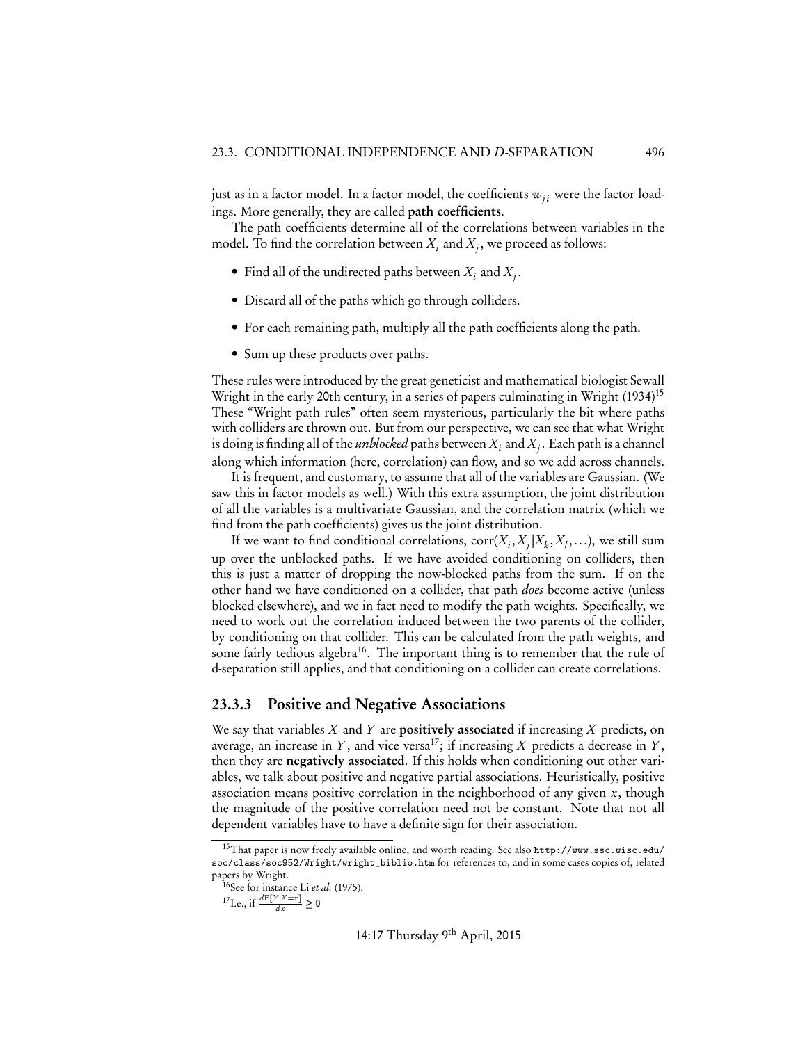just as in a factor model. In a factor model, the coefficients $w_{ji}$ were the factor loadings. More generally, they are called **path coefficients**.

The path coefficients determine all of the correlations between variables in the model. To find the correlation between $X_i$ and $X_j$, we proceed as follows:

- Find all of the undirected paths between $X_i$ and $X_j$.
- Discard all of the paths which go through colliders.
- For each remaining path, multiply all the path coefficients along the path.
- Sum up these products over paths.

These rules were introduced by the great geneticist and mathematical biologist Sewall Wright in the early 20th century, in a series of papers culminating in Wright (1934)[15] These "Wright path rules" often seem mysterious, particularly the bit where paths with colliders are thrown out. But from our perspective, we can see that what Wright is doing is finding all of the *unblocked* paths between $X_i$ and $X_j$. Each path is a channel along which information (here, correlation) can flow, and so we add across channels.

It is frequent, and customary, to assume that all of the variables are Gaussian. (We saw this in factor models as well.) With this extra assumption, the joint distribution of all the variables is a multivariate Gaussian, and the correlation matrix (which we find from the path coefficients) gives us the joint distribution.

If we want to find conditional correlations, $\text{corr}(X_i, X_j | X_k, X_l, \ldots)$, we still sum up over the unblocked paths. If we have avoided conditioning on colliders, then this is just a matter of dropping the now-blocked paths from the sum. If on the other hand we have conditioned on a collider, that path *does* become active (unless blocked elsewhere), and we in fact need to modify the path weights. Specifically, we need to work out the correlation induced between the two parents of the collider, by conditioning on that collider. This can be calculated from the path weights, and some fairly tedious algebra[16]. The important thing is to remember that the rule of d-separation still applies, and that conditioning on a collider can create correlations.

### 23.3.3 Positive and Negative Associations

We say that variables $X$ and $Y$ are **positively associated** if increasing $X$ predicts, on average, an increase in $Y$, and vice versa[17]; if increasing $X$ predicts a decrease in $Y$, then they are **negatively associated**. If this holds when conditioning out other variables, we talk about positive and negative partial associations. Heuristically, positive association means positive correlation in the neighborhood of any given $x$, though the magnitude of the positive correlation need not be constant. Note that not all dependent variables have to have a definite sign for their association.

---

[15] That paper is now freely available online, and worth reading. See also `http://www.ssc.wisc.edu/soc/class/soc952/Wright/wright_biblio.htm` for references to, and in some cases copies of, related papers by Wright.

[16] See for instance Li *et al.* (1975).

[17] I.e., if $\frac{d\mathbf{E}[Y|X=x]}{dx} \geq 0$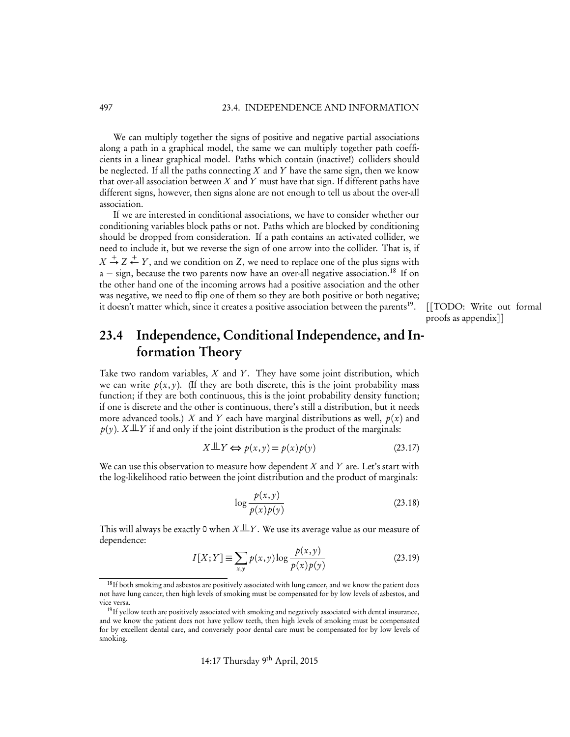We can multiply together the signs of positive and negative partial associations along a path in a graphical model, the same we can multiply together path coefficients in a linear graphical model. Paths which contain (inactive!) colliders should be neglected. If all the paths connecting $X$ and $Y$ have the same sign, then we know that over-all association between $X$ and $Y$ must have that sign. If different paths have different signs, however, then signs alone are not enough to tell us about the over-all association.

If we are interested in conditional associations, we have to consider whether our conditioning variables block paths or not. Paths which are blocked by conditioning should be dropped from consideration. If a path contains an activated collider, we need to include it, but we reverse the sign of one arrow into the collider. That is, if $X \xrightarrow{+} Z \xleftarrow{+} Y$, and we condition on $Z$, we need to replace one of the plus signs with a $-$ sign, because the two parents now have an over-all negative association.[18] If on the other hand one of the incoming arrows had a positive association and the other was negative, we need to flip one of them so they are both positive or both negative; it doesn't matter which, since it creates a positive association between the parents[19]. [[TODO: Write out formal proofs as appendix]]

## 23.4 Independence, Conditional Independence, and Information Theory

Take two random variables, $X$ and $Y$. They have some joint distribution, which we can write $p(x, y)$. (If they are both discrete, this is the joint probability mass function; if they are both continuous, this is the joint probability density function; if one is discrete and the other is continuous, there's still a distribution, but it needs more advanced tools.) $X$ and $Y$ each have marginal distributions as well, $p(x)$ and $p(y)$. $X \perp\!\!\!\perp Y$ if and only if the joint distribution is the product of the marginals:

$$X \perp\!\!\!\perp Y \Leftrightarrow p(x, y) = p(x)p(y) \tag{23.17}$$

We can use this observation to measure how dependent $X$ and $Y$ are. Let's start with the log-likelihood ratio between the joint distribution and the product of marginals:

$$\log \frac{p(x, y)}{p(x)p(y)} \tag{23.18}$$

This will always be exactly 0 when $X \perp\!\!\!\perp Y$. We use its average value as our measure of dependence:

$$I[X; Y] \equiv \sum_{x,y} p(x, y) \log \frac{p(x, y)}{p(x)p(y)} \tag{23.19}$$

[18] If both smoking and asbestos are positively associated with lung cancer, and we know the patient does not have lung cancer, then high levels of smoking must be compensated for by low levels of asbestos, and vice versa.

[19] If yellow teeth are positively associated with smoking and negatively associated with dental insurance, and we know the patient does not have yellow teeth, then high levels of smoking must be compensated for by excellent dental care, and conversely poor dental care must be compensated for by low levels of smoking.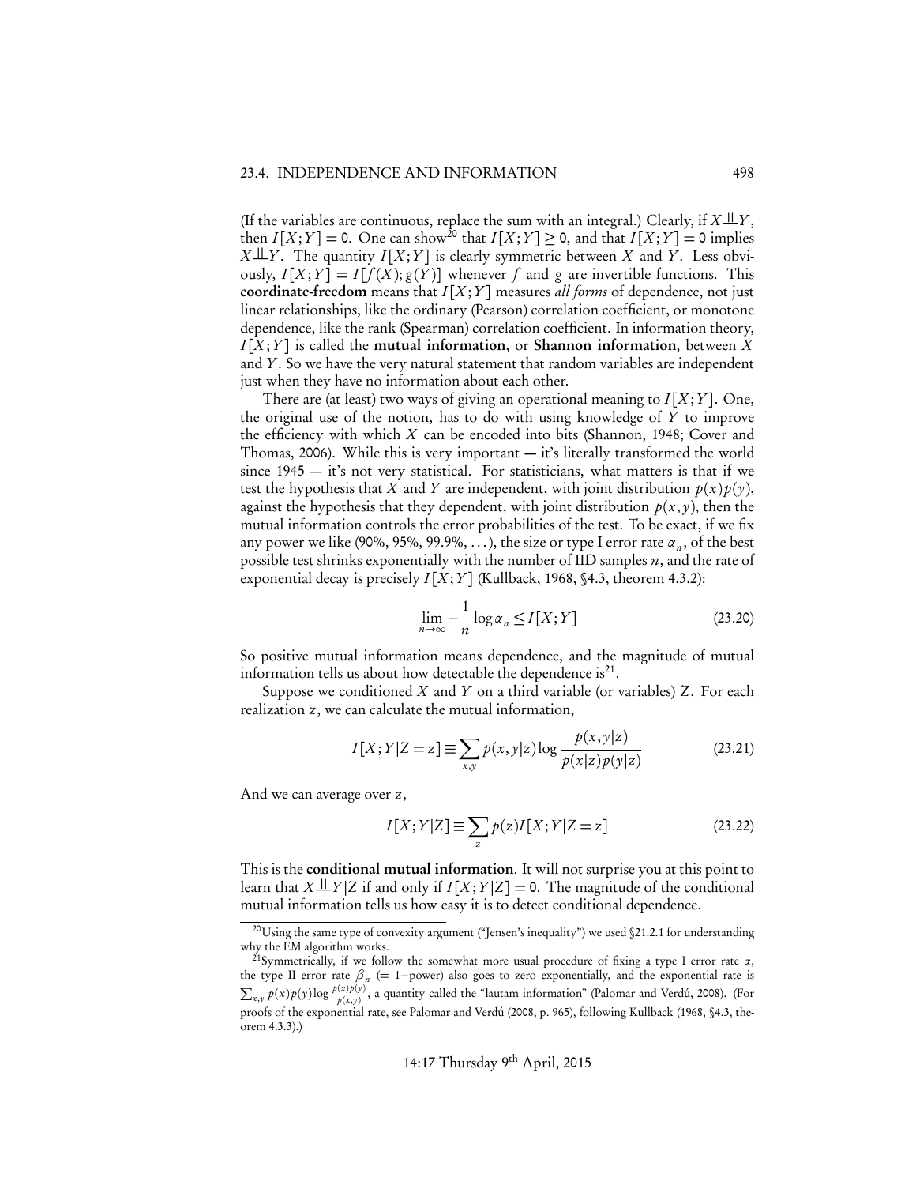(If the variables are continuous, replace the sum with an integral.) Clearly, if $X \perp\!\!\!\perp Y$, then $I[X;Y] = 0$. One can show[20] that $I[X;Y] \geq 0$, and that $I[X;Y] = 0$ implies $X \perp\!\!\!\perp Y$. The quantity $I[X;Y]$ is clearly symmetric between $X$ and $Y$. Less obviously, $I[X;Y] = I[f(X);g(Y)]$ whenever $f$ and $g$ are invertible functions. This **coordinate-freedom** means that $I[X;Y]$ measures *all forms* of dependence, not just linear relationships, like the ordinary (Pearson) correlation coefficient, or monotone dependence, like the rank (Spearman) correlation coefficient. In information theory, $I[X;Y]$ is called the **mutual information**, or **Shannon information**, between $X$ and $Y$. So we have the very natural statement that random variables are independent just when they have no information about each other.

There are (at least) two ways of giving an operational meaning to $I[X;Y]$. One, the original use of the notion, has to do with using knowledge of $Y$ to improve the efficiency with which $X$ can be encoded into bits (Shannon, 1948; Cover and Thomas, 2006). While this is very important — it's literally transformed the world since 1945 — it's not very statistical. For statisticians, what matters is that if we test the hypothesis that $X$ and $Y$ are independent, with joint distribution $p(x)p(y)$, against the hypothesis that they dependent, with joint distribution $p(x,y)$, then the mutual information controls the error probabilities of the test. To be exact, if we fix any power we like (90%, 95%, 99.9%, ...), the size or type I error rate $\alpha_n$, of the best possible test shrinks exponentially with the number of IID samples $n$, and the rate of exponential decay is precisely $I[X;Y]$ (Kullback, 1968, §4.3, theorem 4.3.2):

$$\lim_{n\to\infty} -\frac{1}{n}\log \alpha_n \leq I[X;Y] \tag{23.20}$$

So positive mutual information means dependence, and the magnitude of mutual information tells us about how detectable the dependence is[21].

Suppose we conditioned $X$ and $Y$ on a third variable (or variables) $Z$. For each realization $z$, we can calculate the mutual information,

$$I[X;Y|Z=z] \equiv \sum_{x,y} p(x,y|z)\log\frac{p(x,y|z)}{p(x|z)p(y|z)} \tag{23.21}$$

And we can average over $z$,

$$I[X;Y|Z] \equiv \sum_{z} p(z) I[X;Y|Z=z] \tag{23.22}$$

This is the **conditional mutual information**. It will not surprise you at this point to learn that $X \perp\!\!\!\perp Y|Z$ if and only if $I[X;Y|Z] = 0$. The magnitude of the conditional mutual information tells us how easy it is to detect conditional dependence.

---

[20] Using the same type of convexity argument ("Jensen's inequality") we used §21.2.1 for understanding why the EM algorithm works.

[21] Symmetrically, if we follow the somewhat more usual procedure of fixing a type I error rate $\alpha$, the type II error rate $\beta_n$ (= 1−power) also goes to zero exponentially, and the exponential rate is $\sum_{x,y} p(x)p(y)\log\frac{p(x)p(y)}{p(x,y)}$, a quantity called the "lautam information" (Palomar and Verdú, 2008). (For proofs of the exponential rate, see Palomar and Verdú (2008, p. 965), following Kullback (1968, §4.3, theorem 4.3.3).)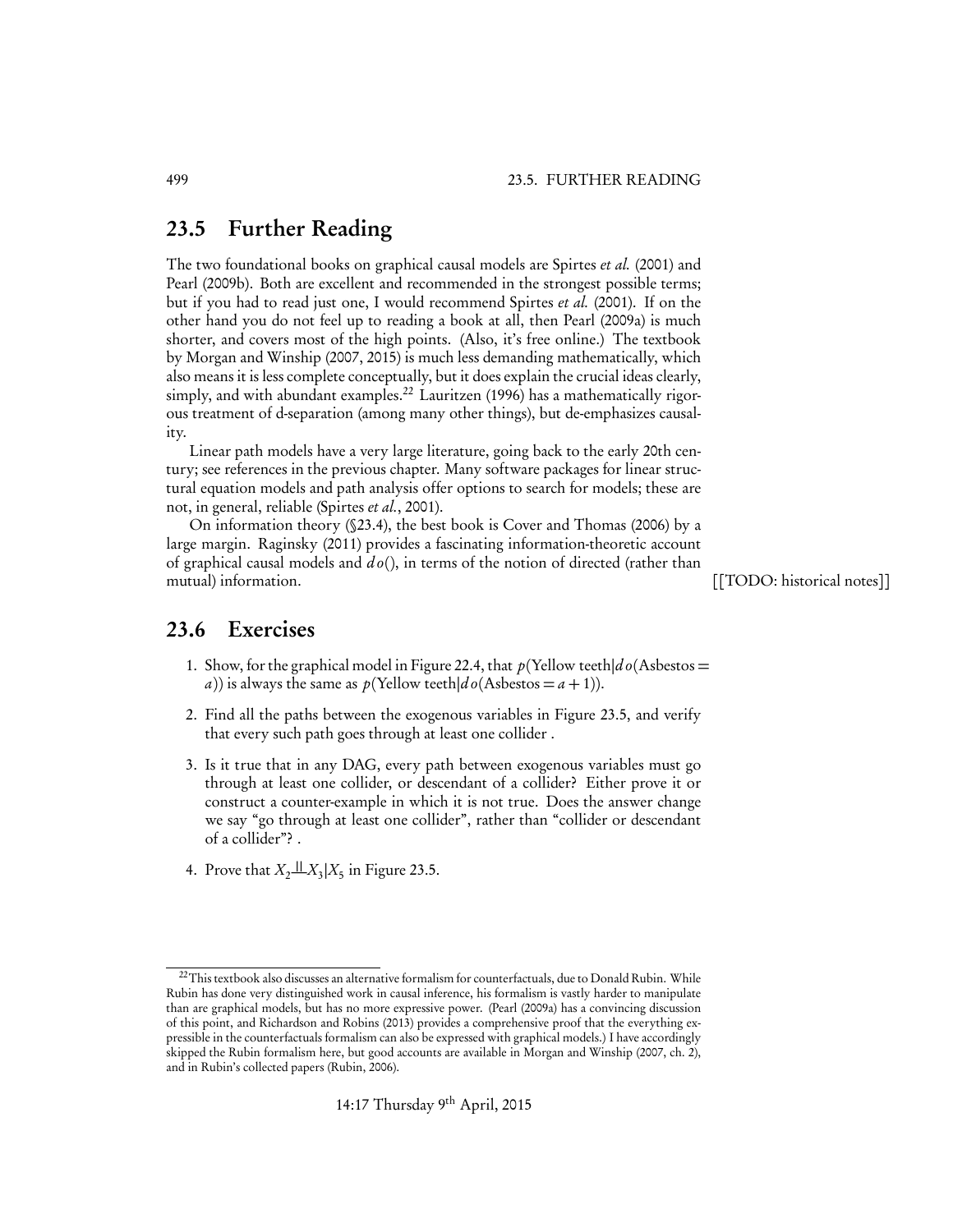## 23.5 Further Reading

The two foundational books on graphical causal models are Spirtes *et al.* (2001) and Pearl (2009b). Both are excellent and recommended in the strongest possible terms; but if you had to read just one, I would recommend Spirtes *et al.* (2001). If on the other hand you do not feel up to reading a book at all, then Pearl (2009a) is much shorter, and covers most of the high points. (Also, it's free online.) The textbook by Morgan and Winship (2007, 2015) is much less demanding mathematically, which also means it is less complete conceptually, but it does explain the crucial ideas clearly, simply, and with abundant examples.[22] Lauritzen (1996) has a mathematically rigorous treatment of d-separation (among many other things), but de-emphasizes causality.

Linear path models have a very large literature, going back to the early 20th century; see references in the previous chapter. Many software packages for linear structural equation models and path analysis offer options to search for models; these are not, in general, reliable (Spirtes *et al.*, 2001).

On information theory (§23.4), the best book is Cover and Thomas (2006) by a large margin. Raginsky (2011) provides a fascinating information-theoretic account of graphical causal models and $do()$, in terms of the notion of directed (rather than mutual) information.

[[TODO: historical notes]]

## 23.6 Exercises

1. Show, for the graphical model in Figure 22.4, that $p(\text{Yellow teeth}|do(\text{Asbestos} = a))$ is always the same as $p(\text{Yellow teeth}|do(\text{Asbestos} = a+1))$.
2. Find all the paths between the exogenous variables in Figure 23.5, and verify that every such path goes through at least one collider .
3. Is it true that in any DAG, every path between exogenous variables must go through at least one collider, or descendant of a collider? Either prove it or construct a counter-example in which it is not true. Does the answer change we say "go through at least one collider", rather than "collider or descendant of a collider"? .
4. Prove that $X_2 \perp\!\!\!\perp X_3 | X_5$ in Figure 23.5.

[22] This textbook also discusses an alternative formalism for counterfactuals, due to Donald Rubin. While Rubin has done very distinguished work in causal inference, his formalism is vastly harder to manipulate than are graphical models, but has no more expressive power. (Pearl (2009a) has a convincing discussion of this point, and Richardson and Robins (2013) provides a comprehensive proof that the everything expressible in the counterfactuals formalism can also be expressed with graphical models.) I have accordingly skipped the Rubin formalism here, but good accounts are available in Morgan and Winship (2007, ch. 2), and in Rubin's collected papers (Rubin, 2006).